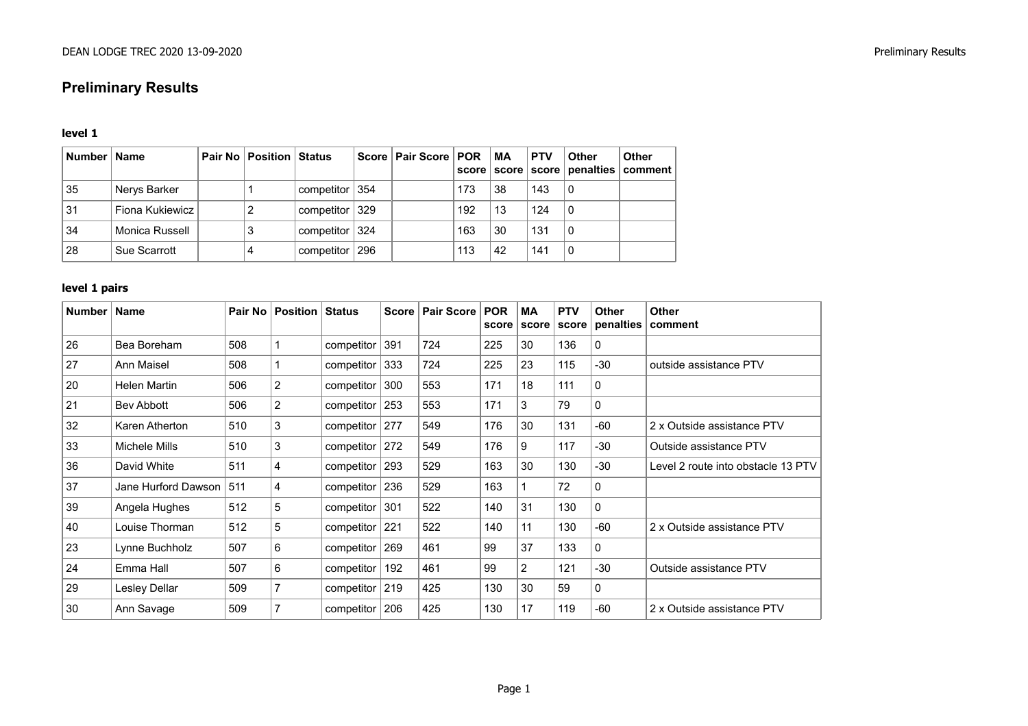# Preliminary Results

### level 1

| Number | Name | Pair No | Position | Status | Score | Pair Score | POR score | MA score | PTV score | Other penalties | Other comment |
|---|---|---|---|---|---|---|---|---|---|---|---|
| 35 | Nerys Barker | | 1 | competitor | 354 | | 173 | 38 | 143 | 0 | |
| 31 | Fiona Kukiewicz | | 2 | competitor | 329 | | 192 | 13 | 124 | 0 | |
| 34 | Monica Russell | | 3 | competitor | 324 | | 163 | 30 | 131 | 0 | |
| 28 | Sue Scarrott | | 4 | competitor | 296 | | 113 | 42 | 141 | 0 | |

### level 1 pairs

| Number | Name | Pair No | Position | Status | Score | Pair Score | POR score | MA score | PTV score | Other penalties | Other comment |
|---|---|---|---|---|---|---|---|---|---|---|---|
| 26 | Bea Boreham | 508 | 1 | competitor | 391 | 724 | 225 | 30 | 136 | 0 | |
| 27 | Ann Maisel | 508 | 1 | competitor | 333 | 724 | 225 | 23 | 115 | -30 | outside assistance PTV |
| 20 | Helen Martin | 506 | 2 | competitor | 300 | 553 | 171 | 18 | 111 | 0 | |
| 21 | Bev Abbott | 506 | 2 | competitor | 253 | 553 | 171 | 3 | 79 | 0 | |
| 32 | Karen Atherton | 510 | 3 | competitor | 277 | 549 | 176 | 30 | 131 | -60 | 2 x Outside assistance PTV |
| 33 | Michele Mills | 510 | 3 | competitor | 272 | 549 | 176 | 9 | 117 | -30 | Outside assistance PTV |
| 36 | David White | 511 | 4 | competitor | 293 | 529 | 163 | 30 | 130 | -30 | Level 2 route into obstacle 13 PTV |
| 37 | Jane Hurford Dawson | 511 | 4 | competitor | 236 | 529 | 163 | 1 | 72 | 0 | |
| 39 | Angela Hughes | 512 | 5 | competitor | 301 | 522 | 140 | 31 | 130 | 0 | |
| 40 | Louise Thorman | 512 | 5 | competitor | 221 | 522 | 140 | 11 | 130 | -60 | 2 x Outside assistance PTV |
| 23 | Lynne Buchholz | 507 | 6 | competitor | 269 | 461 | 99 | 37 | 133 | 0 | |
| 24 | Emma Hall | 507 | 6 | competitor | 192 | 461 | 99 | 2 | 121 | -30 | Outside assistance PTV |
| 29 | Lesley Dellar | 509 | 7 | competitor | 219 | 425 | 130 | 30 | 59 | 0 | |
| 30 | Ann Savage | 509 | 7 | competitor | 206 | 425 | 130 | 17 | 119 | -60 | 2 x Outside assistance PTV |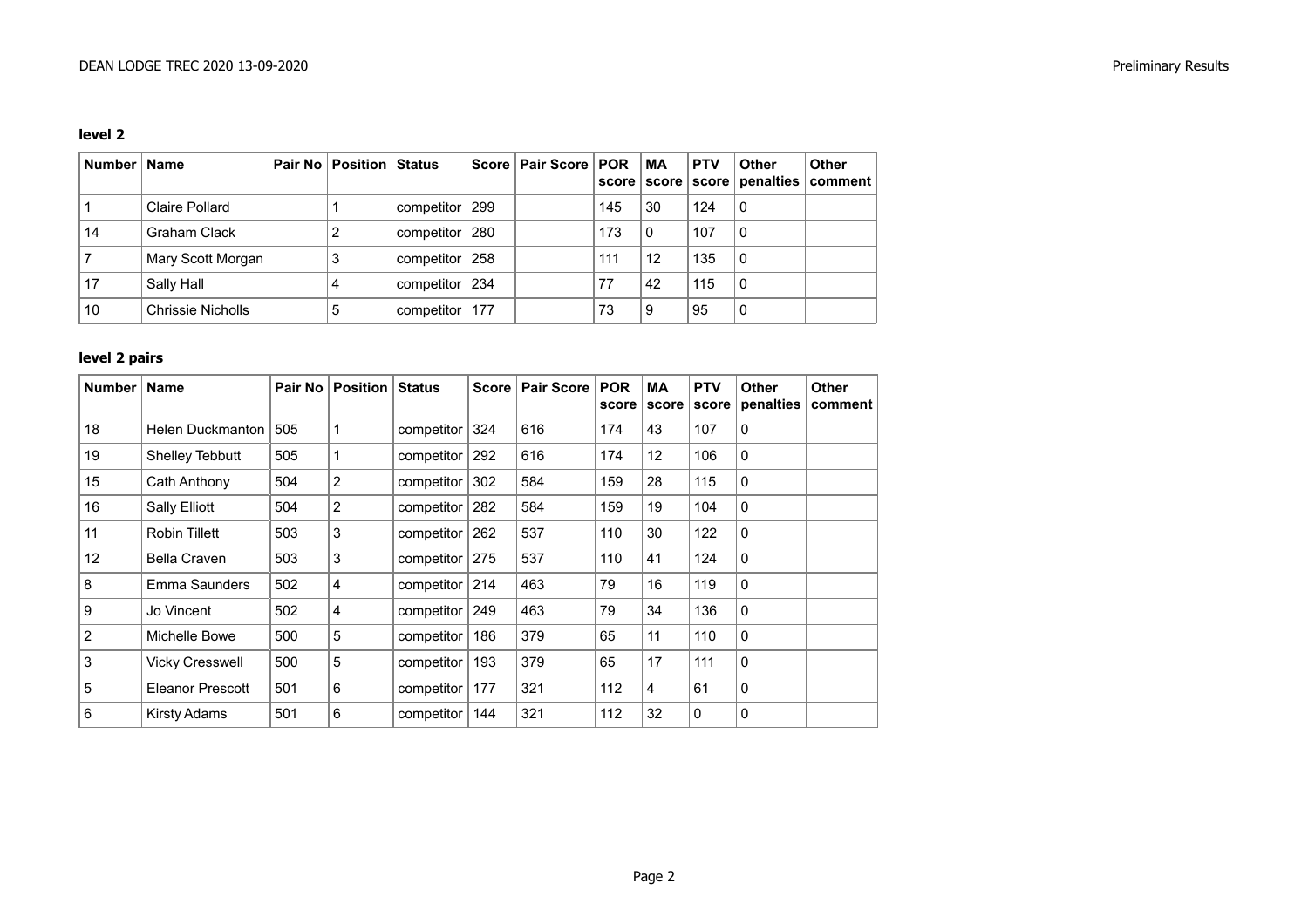**level 2**

| Number | Name | Pair No | Position | Status | Score | Pair Score | POR score | MA score | PTV score | Other penalties | Other comment |
|---|---|---|---|---|---|---|---|---|---|---|---|
| 1 | Claire Pollard | | 1 | competitor | 299 | | 145 | 30 | 124 | 0 | |
| 14 | Graham Clack | | 2 | competitor | 280 | | 173 | 0 | 107 | 0 | |
| 7 | Mary Scott Morgan | | 3 | competitor | 258 | | 111 | 12 | 135 | 0 | |
| 17 | Sally Hall | | 4 | competitor | 234 | | 77 | 42 | 115 | 0 | |
| 10 | Chrissie Nicholls | | 5 | competitor | 177 | | 73 | 9 | 95 | 0 | |

**level 2 pairs**

| Number | Name | Pair No | Position | Status | Score | Pair Score | POR score | MA score | PTV score | Other penalties | Other comment |
|---|---|---|---|---|---|---|---|---|---|---|---|
| 18 | Helen Duckmanton | 505 | 1 | competitor | 324 | 616 | 174 | 43 | 107 | 0 | |
| 19 | Shelley Tebbutt | 505 | 1 | competitor | 292 | 616 | 174 | 12 | 106 | 0 | |
| 15 | Cath Anthony | 504 | 2 | competitor | 302 | 584 | 159 | 28 | 115 | 0 | |
| 16 | Sally Elliott | 504 | 2 | competitor | 282 | 584 | 159 | 19 | 104 | 0 | |
| 11 | Robin Tillett | 503 | 3 | competitor | 262 | 537 | 110 | 30 | 122 | 0 | |
| 12 | Bella Craven | 503 | 3 | competitor | 275 | 537 | 110 | 41 | 124 | 0 | |
| 8 | Emma Saunders | 502 | 4 | competitor | 214 | 463 | 79 | 16 | 119 | 0 | |
| 9 | Jo Vincent | 502 | 4 | competitor | 249 | 463 | 79 | 34 | 136 | 0 | |
| 2 | Michelle Bowe | 500 | 5 | competitor | 186 | 379 | 65 | 11 | 110 | 0 | |
| 3 | Vicky Cresswell | 500 | 5 | competitor | 193 | 379 | 65 | 17 | 111 | 0 | |
| 5 | Eleanor Prescott | 501 | 6 | competitor | 177 | 321 | 112 | 4 | 61 | 0 | |
| 6 | Kirsty Adams | 501 | 6 | competitor | 144 | 321 | 112 | 32 | 0 | 0 | |